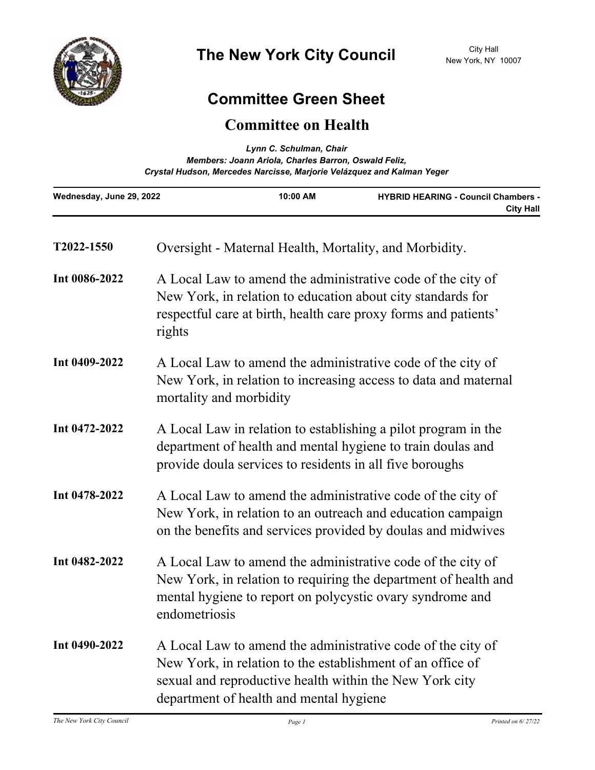# The New York City Council

City Hall
New York, NY 10007

## Committee Green Sheet

## Committee on Health

*Lynn C. Schulman, Chair*
*Members: Joann Ariola, Charles Barron, Oswald Feliz, Crystal Hudson, Mercedes Narcisse, Marjorie Velázquez and Kalman Yeger*

| Wednesday, June 29, 2022 | 10:00 AM | HYBRID HEARING - Council Chambers - City Hall |
|---|---|---|

**T2022-1550** Oversight - Maternal Health, Mortality, and Morbidity.

**Int 0086-2022** A Local Law to amend the administrative code of the city of New York, in relation to education about city standards for respectful care at birth, health care proxy forms and patients' rights

**Int 0409-2022** A Local Law to amend the administrative code of the city of New York, in relation to increasing access to data and maternal mortality and morbidity

**Int 0472-2022** A Local Law in relation to establishing a pilot program in the department of health and mental hygiene to train doulas and provide doula services to residents in all five boroughs

**Int 0478-2022** A Local Law to amend the administrative code of the city of New York, in relation to an outreach and education campaign on the benefits and services provided by doulas and midwives

**Int 0482-2022** A Local Law to amend the administrative code of the city of New York, in relation to requiring the department of health and mental hygiene to report on polycystic ovary syndrome and endometriosis

**Int 0490-2022** A Local Law to amend the administrative code of the city of New York, in relation to the establishment of an office of sexual and reproductive health within the New York city department of health and mental hygiene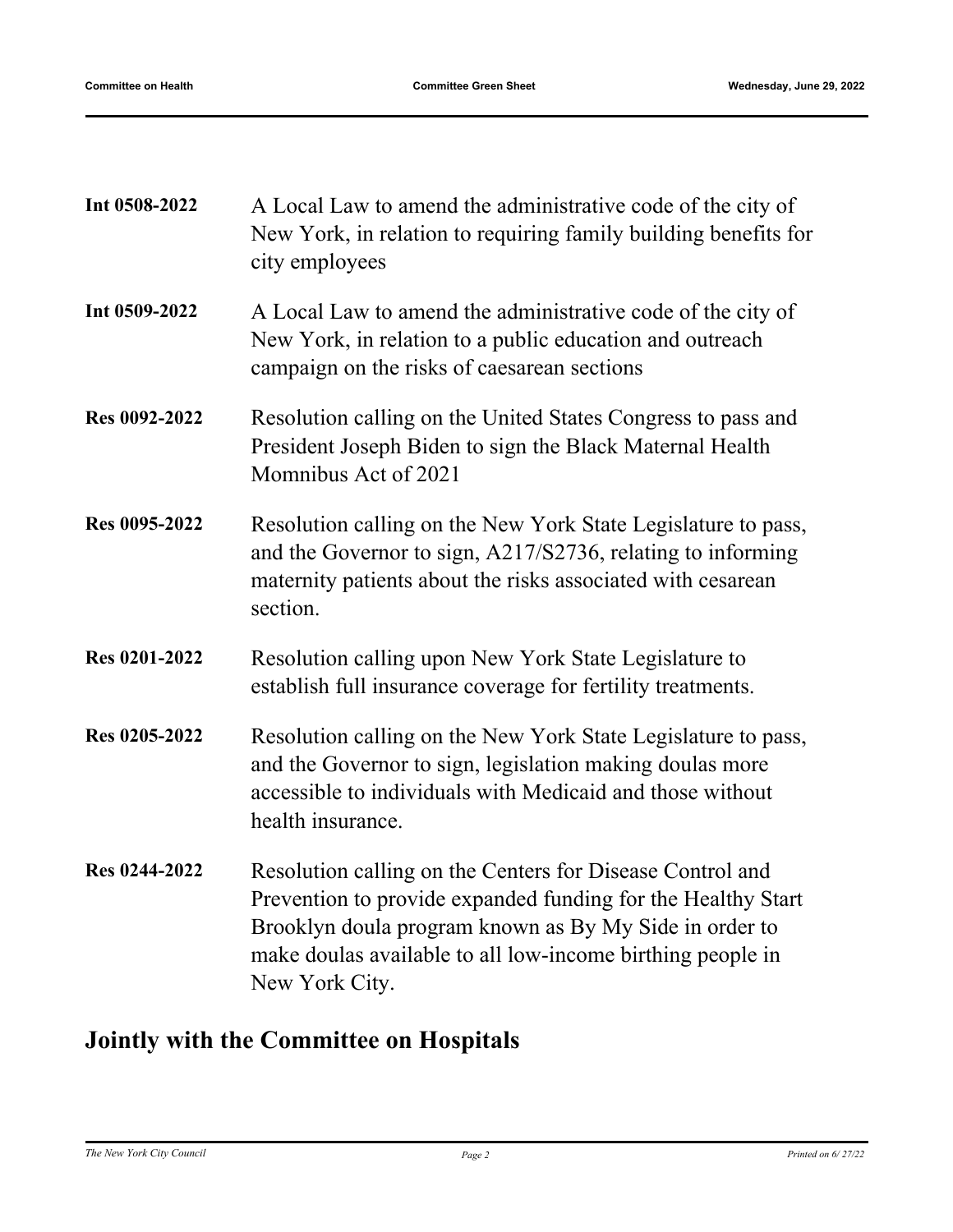| | |
|---|---|
| **Int 0508-2022** | A Local Law to amend the administrative code of the city of New York, in relation to requiring family building benefits for city employees |
| **Int 0509-2022** | A Local Law to amend the administrative code of the city of New York, in relation to a public education and outreach campaign on the risks of caesarean sections |
| **Res 0092-2022** | Resolution calling on the United States Congress to pass and President Joseph Biden to sign the Black Maternal Health Momnibus Act of 2021 |
| **Res 0095-2022** | Resolution calling on the New York State Legislature to pass, and the Governor to sign, A217/S2736, relating to informing maternity patients about the risks associated with cesarean section. |
| **Res 0201-2022** | Resolution calling upon New York State Legislature to establish full insurance coverage for fertility treatments. |
| **Res 0205-2022** | Resolution calling on the New York State Legislature to pass, and the Governor to sign, legislation making doulas more accessible to individuals with Medicaid and those without health insurance. |
| **Res 0244-2022** | Resolution calling on the Centers for Disease Control and Prevention to provide expanded funding for the Healthy Start Brooklyn doula program known as By My Side in order to make doulas available to all low-income birthing people in New York City. |

## Jointly with the Committee on Hospitals